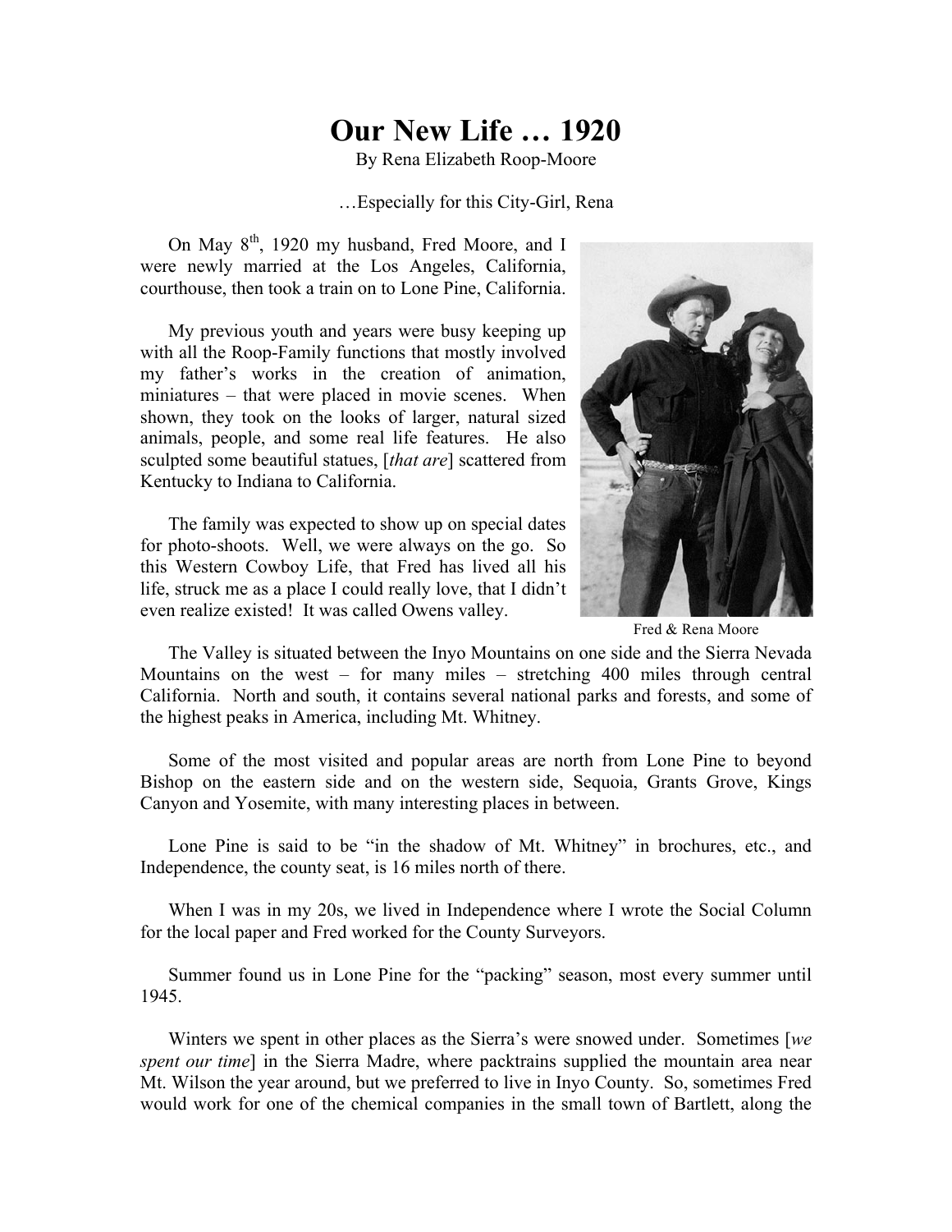# Our New Life … 1920

By Rena Elizabeth Roop-Moore

…Especially for this City-Girl, Rena

On May 8th, 1920 my husband, Fred Moore, and I were newly married at the Los Angeles, California, courthouse, then took a train on to Lone Pine, California.

My previous youth and years were busy keeping up with all the Roop-Family functions that mostly involved my father's works in the creation of animation, miniatures – that were placed in movie scenes. When shown, they took on the looks of larger, natural sized animals, people, and some real life features. He also sculpted some beautiful statues, [*that are*] scattered from Kentucky to Indiana to California.

The family was expected to show up on special dates for photo-shoots. Well, we were always on the go. So this Western Cowboy Life, that Fred has lived all his life, struck me as a place I could really love, that I didn't even realize existed! It was called Owens valley.

Fred & Rena Moore

The Valley is situated between the Inyo Mountains on one side and the Sierra Nevada Mountains on the west – for many miles – stretching 400 miles through central California. North and south, it contains several national parks and forests, and some of the highest peaks in America, including Mt. Whitney.

Some of the most visited and popular areas are north from Lone Pine to beyond Bishop on the eastern side and on the western side, Sequoia, Grants Grove, Kings Canyon and Yosemite, with many interesting places in between.

Lone Pine is said to be "in the shadow of Mt. Whitney" in brochures, etc., and Independence, the county seat, is 16 miles north of there.

When I was in my 20s, we lived in Independence where I wrote the Social Column for the local paper and Fred worked for the County Surveyors.

Summer found us in Lone Pine for the "packing" season, most every summer until 1945.

Winters we spent in other places as the Sierra's were snowed under. Sometimes [*we spent our time*] in the Sierra Madre, where packtrains supplied the mountain area near Mt. Wilson the year around, but we preferred to live in Inyo County. So, sometimes Fred would work for one of the chemical companies in the small town of Bartlett, along the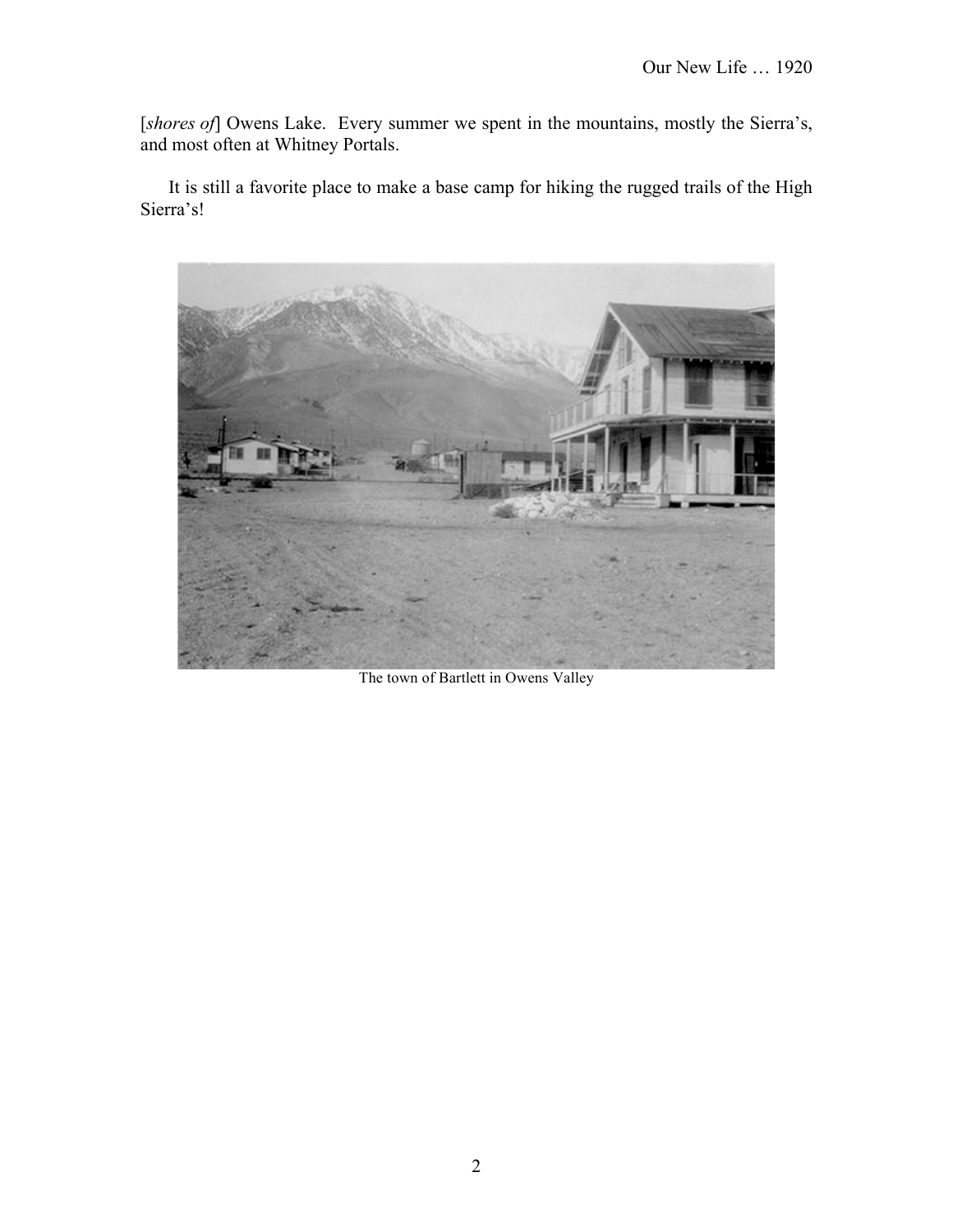[*shores of*] Owens Lake. Every summer we spent in the mountains, mostly the Sierra's, and most often at Whitney Portals.

It is still a favorite place to make a base camp for hiking the rugged trails of the High Sierra's!

The town of Bartlett in Owens Valley